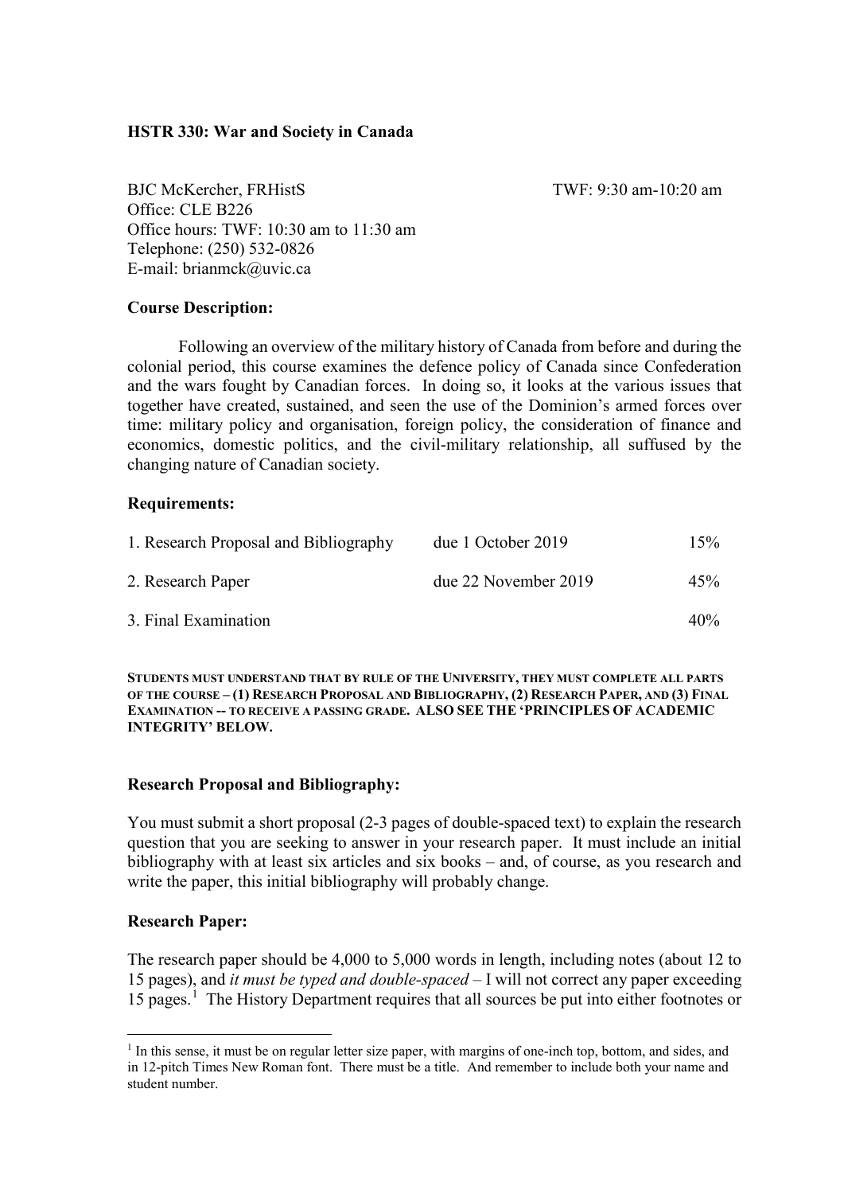**HSTR 330: War and Society in Canada**

BJC McKercher, FRHistS

TWF: 9:30 am-10:20 am

Office: CLE B226

Office hours: TWF: 10:30 am to 11:30 am

Telephone: (250) 532-0826

E-mail: brianmck@uvic.ca

**Course Description:**

Following an overview of the military history of Canada from before and during the colonial period, this course examines the defence policy of Canada since Confederation and the wars fought by Canadian forces. In doing so, it looks at the various issues that together have created, sustained, and seen the use of the Dominion's armed forces over time: military policy and organisation, foreign policy, the consideration of finance and economics, domestic politics, and the civil-military relationship, all suffused by the changing nature of Canadian society.

**Requirements:**

| | | |
|---|---|---|
| 1. Research Proposal and Bibliography | due 1 October 2019 | 15% |
| 2. Research Paper | due 22 November 2019 | 45% |
| 3. Final Examination | | 40% |

**STUDENTS MUST UNDERSTAND THAT BY RULE OF THE UNIVERSITY, THEY MUST COMPLETE ALL PARTS OF THE COURSE – (1) RESEARCH PROPOSAL AND BIBLIOGRAPHY, (2) RESEARCH PAPER, AND (3) FINAL EXAMINATION -- TO RECEIVE A PASSING GRADE. ALSO SEE THE 'PRINCIPLES OF ACADEMIC INTEGRITY' BELOW.**

**Research Proposal and Bibliography:**

You must submit a short proposal (2-3 pages of double-spaced text) to explain the research question that you are seeking to answer in your research paper. It must include an initial bibliography with at least six articles and six books – and, of course, as you research and write the paper, this initial bibliography will probably change.

**Research Paper:**

The research paper should be 4,000 to 5,000 words in length, including notes (about 12 to 15 pages), and *it must be typed and double-spaced* – I will not correct any paper exceeding 15 pages.[1] The History Department requires that all sources be put into either footnotes or

[1] In this sense, it must be on regular letter size paper, with margins of one-inch top, bottom, and sides, and in 12-pitch Times New Roman font. There must be a title. And remember to include both your name and student number.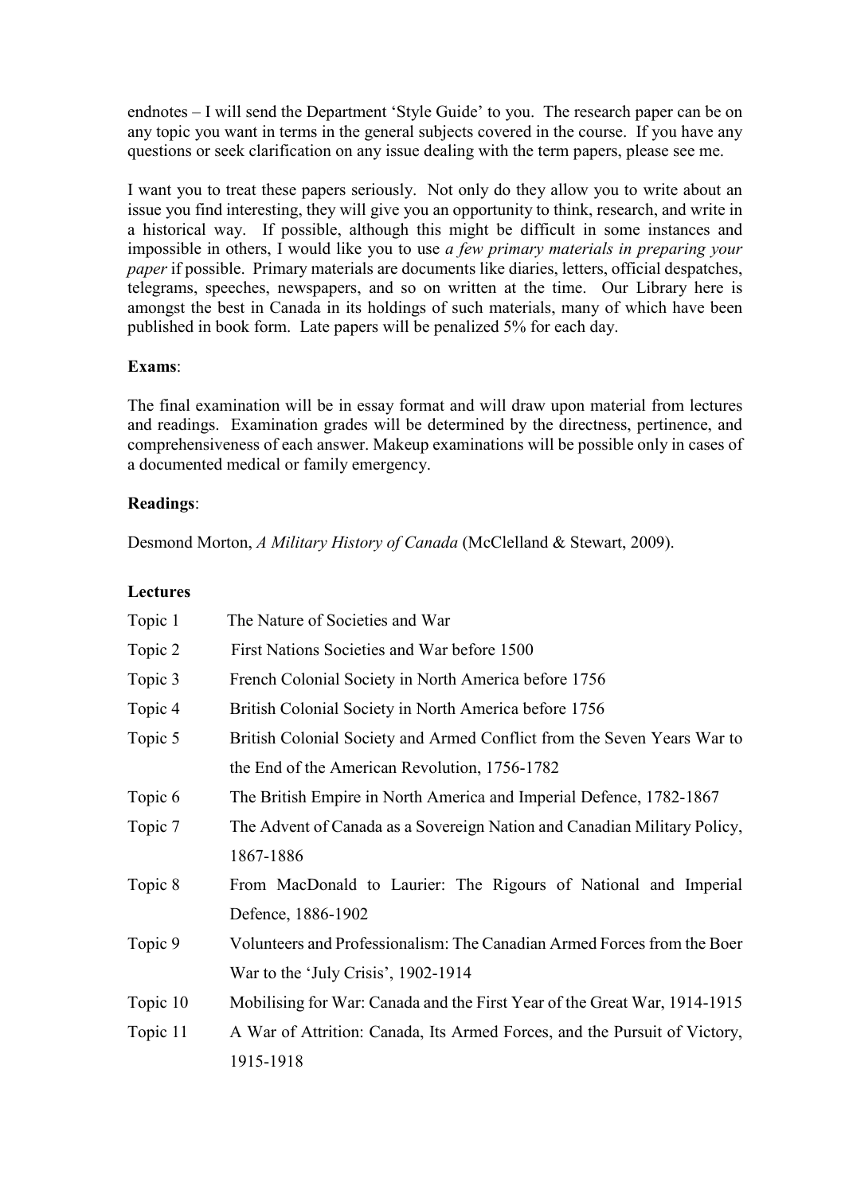endnotes – I will send the Department 'Style Guide' to you. The research paper can be on any topic you want in terms in the general subjects covered in the course. If you have any questions or seek clarification on any issue dealing with the term papers, please see me.

I want you to treat these papers seriously. Not only do they allow you to write about an issue you find interesting, they will give you an opportunity to think, research, and write in a historical way. If possible, although this might be difficult in some instances and impossible in others, I would like you to use *a few primary materials in preparing your paper* if possible. Primary materials are documents like diaries, letters, official despatches, telegrams, speeches, newspapers, and so on written at the time. Our Library here is amongst the best in Canada in its holdings of such materials, many of which have been published in book form. Late papers will be penalized 5% for each day.

**Exams**:

The final examination will be in essay format and will draw upon material from lectures and readings. Examination grades will be determined by the directness, pertinence, and comprehensiveness of each answer. Makeup examinations will be possible only in cases of a documented medical or family emergency.

**Readings**:

Desmond Morton, *A Military History of Canada* (McClelland & Stewart, 2009).

**Lectures**

| | |
|---|---|
| Topic 1 | The Nature of Societies and War |
| Topic 2 | First Nations Societies and War before 1500 |
| Topic 3 | French Colonial Society in North America before 1756 |
| Topic 4 | British Colonial Society in North America before 1756 |
| Topic 5 | British Colonial Society and Armed Conflict from the Seven Years War to the End of the American Revolution, 1756-1782 |
| Topic 6 | The British Empire in North America and Imperial Defence, 1782-1867 |
| Topic 7 | The Advent of Canada as a Sovereign Nation and Canadian Military Policy, 1867-1886 |
| Topic 8 | From MacDonald to Laurier: The Rigours of National and Imperial Defence, 1886-1902 |
| Topic 9 | Volunteers and Professionalism: The Canadian Armed Forces from the Boer War to the 'July Crisis', 1902-1914 |
| Topic 10 | Mobilising for War: Canada and the First Year of the Great War, 1914-1915 |
| Topic 11 | A War of Attrition: Canada, Its Armed Forces, and the Pursuit of Victory, 1915-1918 |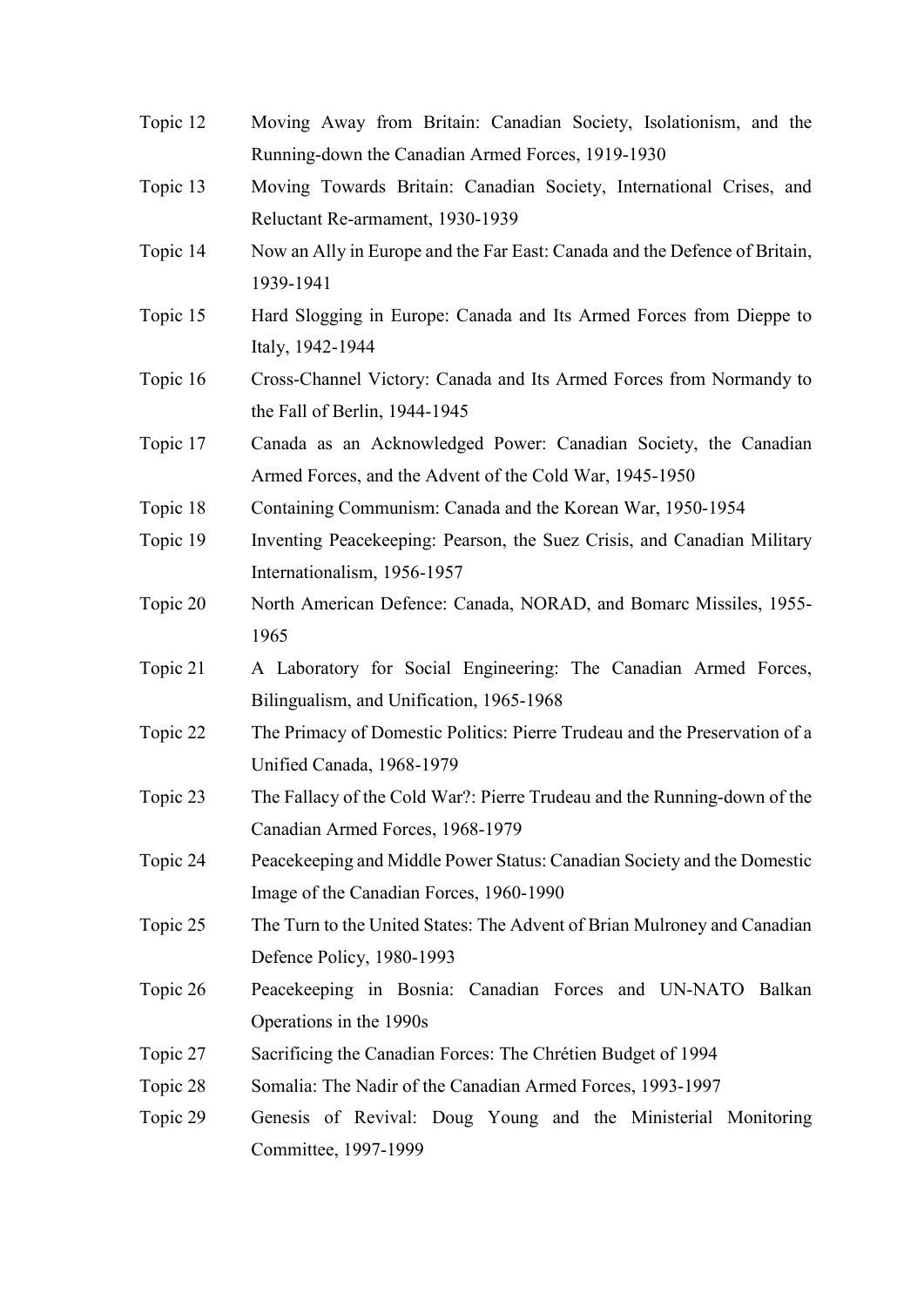| | |
|---|---|
| Topic 12 | Moving Away from Britain: Canadian Society, Isolationism, and the Running-down the Canadian Armed Forces, 1919-1930 |
| Topic 13 | Moving Towards Britain: Canadian Society, International Crises, and Reluctant Re-armament, 1930-1939 |
| Topic 14 | Now an Ally in Europe and the Far East: Canada and the Defence of Britain, 1939-1941 |
| Topic 15 | Hard Slogging in Europe: Canada and Its Armed Forces from Dieppe to Italy, 1942-1944 |
| Topic 16 | Cross-Channel Victory: Canada and Its Armed Forces from Normandy to the Fall of Berlin, 1944-1945 |
| Topic 17 | Canada as an Acknowledged Power: Canadian Society, the Canadian Armed Forces, and the Advent of the Cold War, 1945-1950 |
| Topic 18 | Containing Communism: Canada and the Korean War, 1950-1954 |
| Topic 19 | Inventing Peacekeeping: Pearson, the Suez Crisis, and Canadian Military Internationalism, 1956-1957 |
| Topic 20 | North American Defence: Canada, NORAD, and Bomarc Missiles, 1955-1965 |
| Topic 21 | A Laboratory for Social Engineering: The Canadian Armed Forces, Bilingualism, and Unification, 1965-1968 |
| Topic 22 | The Primacy of Domestic Politics: Pierre Trudeau and the Preservation of a Unified Canada, 1968-1979 |
| Topic 23 | The Fallacy of the Cold War?: Pierre Trudeau and the Running-down of the Canadian Armed Forces, 1968-1979 |
| Topic 24 | Peacekeeping and Middle Power Status: Canadian Society and the Domestic Image of the Canadian Forces, 1960-1990 |
| Topic 25 | The Turn to the United States: The Advent of Brian Mulroney and Canadian Defence Policy, 1980-1993 |
| Topic 26 | Peacekeeping in Bosnia: Canadian Forces and UN-NATO Balkan Operations in the 1990s |
| Topic 27 | Sacrificing the Canadian Forces: The Chrétien Budget of 1994 |
| Topic 28 | Somalia: The Nadir of the Canadian Armed Forces, 1993-1997 |
| Topic 29 | Genesis of Revival: Doug Young and the Ministerial Monitoring Committee, 1997-1999 |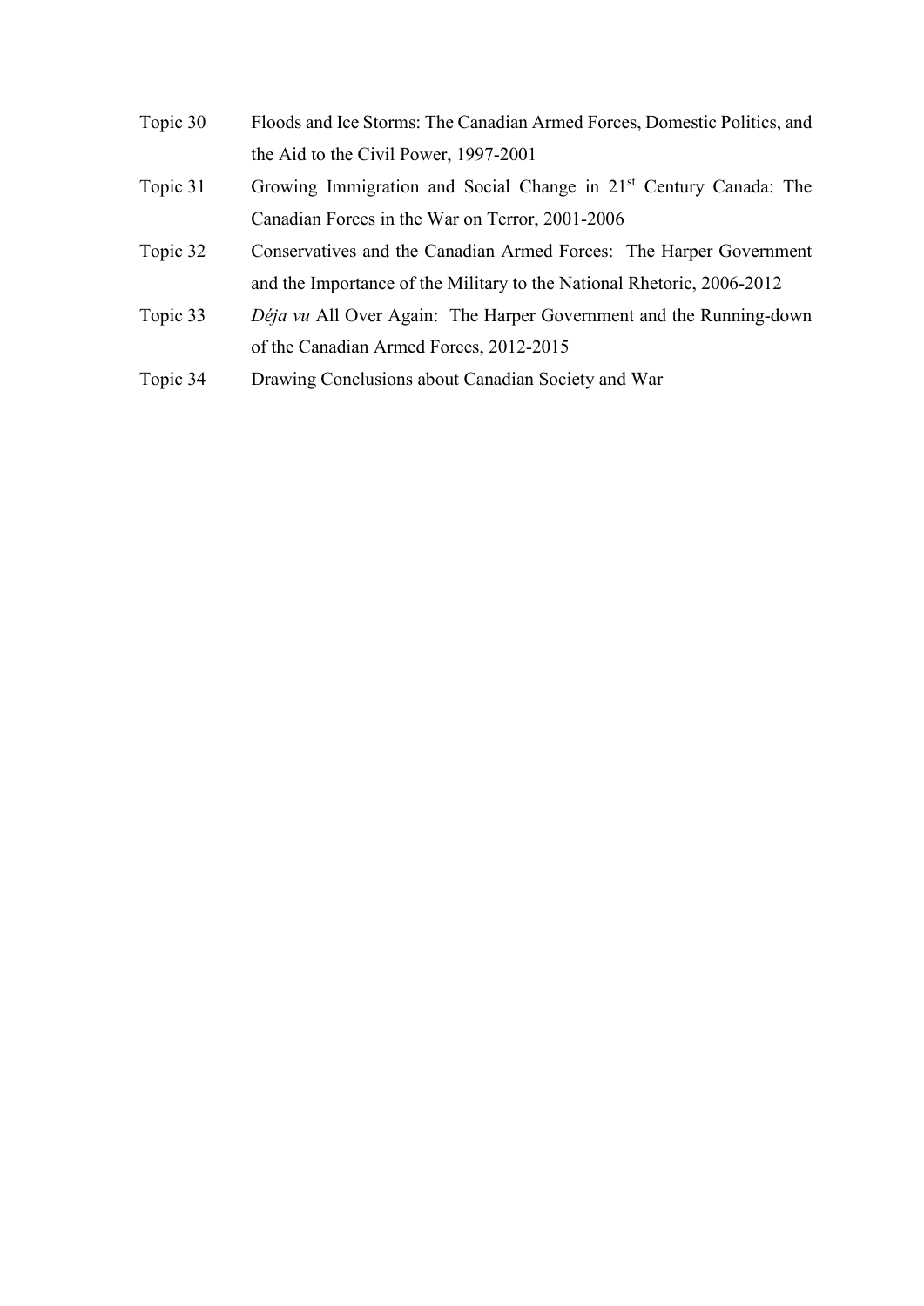Topic 30 Floods and Ice Storms: The Canadian Armed Forces, Domestic Politics, and the Aid to the Civil Power, 1997-2001

Topic 31 Growing Immigration and Social Change in 21st Century Canada: The Canadian Forces in the War on Terror, 2001-2006

Topic 32 Conservatives and the Canadian Armed Forces: The Harper Government and the Importance of the Military to the National Rhetoric, 2006-2012

Topic 33 *Déja vu* All Over Again: The Harper Government and the Running-down of the Canadian Armed Forces, 2012-2015

Topic 34 Drawing Conclusions about Canadian Society and War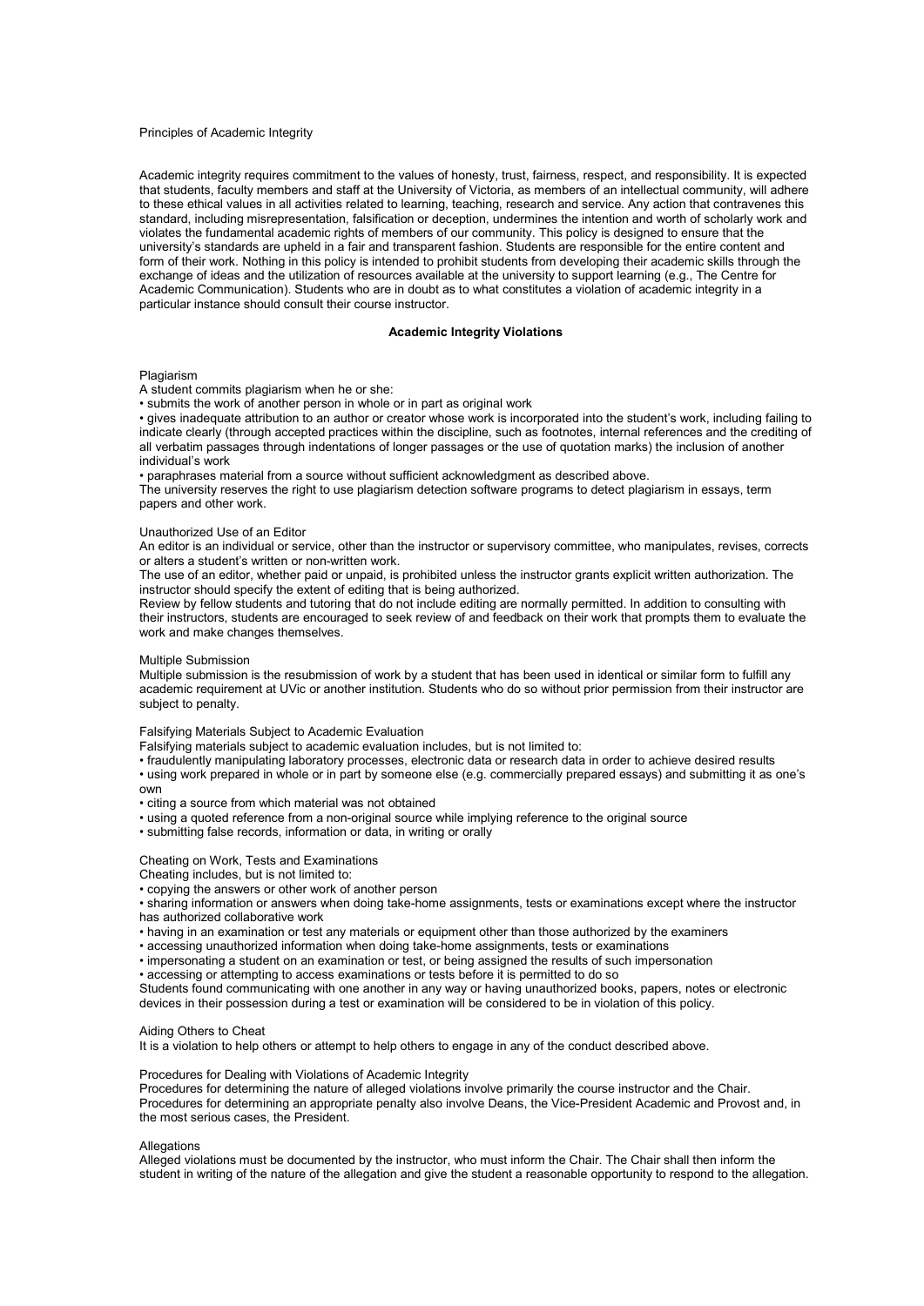Principles of Academic Integrity

Academic integrity requires commitment to the values of honesty, trust, fairness, respect, and responsibility. It is expected that students, faculty members and staff at the University of Victoria, as members of an intellectual community, will adhere to these ethical values in all activities related to learning, teaching, research and service. Any action that contravenes this standard, including misrepresentation, falsification or deception, undermines the intention and worth of scholarly work and violates the fundamental academic rights of members of our community. This policy is designed to ensure that the university's standards are upheld in a fair and transparent fashion. Students are responsible for the entire content and form of their work. Nothing in this policy is intended to prohibit students from developing their academic skills through the exchange of ideas and the utilization of resources available at the university to support learning (e.g., The Centre for Academic Communication). Students who are in doubt as to what constitutes a violation of academic integrity in a particular instance should consult their course instructor.

**Academic Integrity Violations**

Plagiarism

A student commits plagiarism when he or she:

- submits the work of another person in whole or in part as original work
- gives inadequate attribution to an author or creator whose work is incorporated into the student's work, including failing to indicate clearly (through accepted practices within the discipline, such as footnotes, internal references and the crediting of all verbatim passages through indentations of longer passages or the use of quotation marks) the inclusion of another individual's work
- paraphrases material from a source without sufficient acknowledgment as described above.

The university reserves the right to use plagiarism detection software programs to detect plagiarism in essays, term papers and other work.

Unauthorized Use of an Editor

An editor is an individual or service, other than the instructor or supervisory committee, who manipulates, revises, corrects or alters a student's written or non-written work.

The use of an editor, whether paid or unpaid, is prohibited unless the instructor grants explicit written authorization. The instructor should specify the extent of editing that is being authorized.

Review by fellow students and tutoring that do not include editing are normally permitted. In addition to consulting with their instructors, students are encouraged to seek review of and feedback on their work that prompts them to evaluate the work and make changes themselves.

Multiple Submission

Multiple submission is the resubmission of work by a student that has been used in identical or similar form to fulfill any academic requirement at UVic or another institution. Students who do so without prior permission from their instructor are subject to penalty.

Falsifying Materials Subject to Academic Evaluation

Falsifying materials subject to academic evaluation includes, but is not limited to:

- fraudulently manipulating laboratory processes, electronic data or research data in order to achieve desired results
- using work prepared in whole or in part by someone else (e.g. commercially prepared essays) and submitting it as one's own
- citing a source from which material was not obtained
- using a quoted reference from a non-original source while implying reference to the original source
- submitting false records, information or data, in writing or orally

Cheating on Work, Tests and Examinations

Cheating includes, but is not limited to:

- copying the answers or other work of another person
- sharing information or answers when doing take-home assignments, tests or examinations except where the instructor has authorized collaborative work
- having in an examination or test any materials or equipment other than those authorized by the examiners
- accessing unauthorized information when doing take-home assignments, tests or examinations
- impersonating a student on an examination or test, or being assigned the results of such impersonation
- accessing or attempting to access examinations or tests before it is permitted to do so

Students found communicating with one another in any way or having unauthorized books, papers, notes or electronic devices in their possession during a test or examination will be considered to be in violation of this policy.

Aiding Others to Cheat

It is a violation to help others or attempt to help others to engage in any of the conduct described above.

Procedures for Dealing with Violations of Academic Integrity

Procedures for determining the nature of alleged violations involve primarily the course instructor and the Chair. Procedures for determining an appropriate penalty also involve Deans, the Vice-President Academic and Provost and, in the most serious cases, the President.

Allegations

Alleged violations must be documented by the instructor, who must inform the Chair. The Chair shall then inform the student in writing of the nature of the allegation and give the student a reasonable opportunity to respond to the allegation.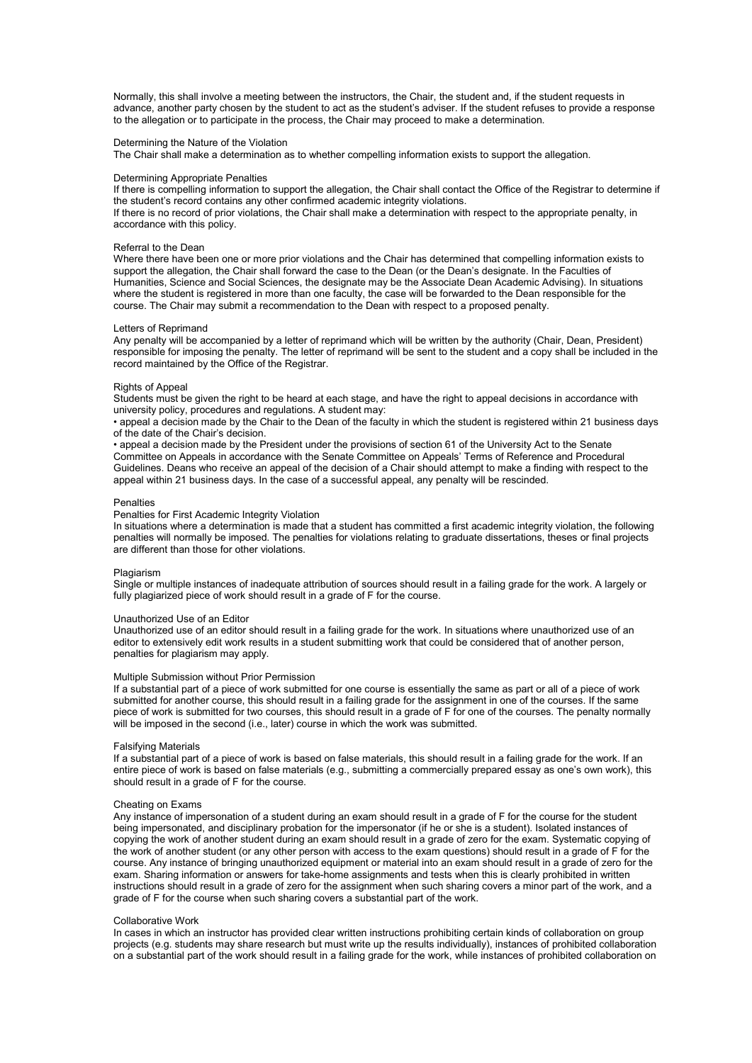Normally, this shall involve a meeting between the instructors, the Chair, the student and, if the student requests in advance, another party chosen by the student to act as the student's adviser. If the student refuses to provide a response to the allegation or to participate in the process, the Chair may proceed to make a determination.

### Determining the Nature of the Violation

The Chair shall make a determination as to whether compelling information exists to support the allegation.

### Determining Appropriate Penalties

If there is compelling information to support the allegation, the Chair shall contact the Office of the Registrar to determine if the student's record contains any other confirmed academic integrity violations.

If there is no record of prior violations, the Chair shall make a determination with respect to the appropriate penalty, in accordance with this policy.

### Referral to the Dean

Where there have been one or more prior violations and the Chair has determined that compelling information exists to support the allegation, the Chair shall forward the case to the Dean (or the Dean's designate. In the Faculties of Humanities, Science and Social Sciences, the designate may be the Associate Dean Academic Advising). In situations where the student is registered in more than one faculty, the case will be forwarded to the Dean responsible for the course. The Chair may submit a recommendation to the Dean with respect to a proposed penalty.

### Letters of Reprimand

Any penalty will be accompanied by a letter of reprimand which will be written by the authority (Chair, Dean, President) responsible for imposing the penalty. The letter of reprimand will be sent to the student and a copy shall be included in the record maintained by the Office of the Registrar.

### Rights of Appeal

Students must be given the right to be heard at each stage, and have the right to appeal decisions in accordance with university policy, procedures and regulations. A student may:

- appeal a decision made by the Chair to the Dean of the faculty in which the student is registered within 21 business days of the date of the Chair's decision.
- appeal a decision made by the President under the provisions of section 61 of the University Act to the Senate Committee on Appeals in accordance with the Senate Committee on Appeals' Terms of Reference and Procedural Guidelines. Deans who receive an appeal of the decision of a Chair should attempt to make a finding with respect to the appeal within 21 business days. In the case of a successful appeal, any penalty will be rescinded.

## Penalties

### Penalties for First Academic Integrity Violation

In situations where a determination is made that a student has committed a first academic integrity violation, the following penalties will normally be imposed. The penalties for violations relating to graduate dissertations, theses or final projects are different than those for other violations.

#### Plagiarism

Single or multiple instances of inadequate attribution of sources should result in a failing grade for the work. A largely or fully plagiarized piece of work should result in a grade of F for the course.

#### Unauthorized Use of an Editor

Unauthorized use of an editor should result in a failing grade for the work. In situations where unauthorized use of an editor to extensively edit work results in a student submitting work that could be considered that of another person, penalties for plagiarism may apply.

#### Multiple Submission without Prior Permission

If a substantial part of a piece of work submitted for one course is essentially the same as part or all of a piece of work submitted for another course, this should result in a failing grade for the assignment in one of the courses. If the same piece of work is submitted for two courses, this should result in a grade of F for one of the courses. The penalty normally will be imposed in the second (i.e., later) course in which the work was submitted.

#### Falsifying Materials

If a substantial part of a piece of work is based on false materials, this should result in a failing grade for the work. If an entire piece of work is based on false materials (e.g., submitting a commercially prepared essay as one's own work), this should result in a grade of F for the course.

#### Cheating on Exams

Any instance of impersonation of a student during an exam should result in a grade of F for the course for the student being impersonated, and disciplinary probation for the impersonator (if he or she is a student). Isolated instances of copying the work of another student during an exam should result in a grade of zero for the exam. Systematic copying of the work of another student (or any other person with access to the exam questions) should result in a grade of F for the course. Any instance of bringing unauthorized equipment or material into an exam should result in a grade of zero for the exam. Sharing information or answers for take-home assignments and tests when this is clearly prohibited in written instructions should result in a grade of zero for the assignment when such sharing covers a minor part of the work, and a grade of F for the course when such sharing covers a substantial part of the work.

#### Collaborative Work

In cases in which an instructor has provided clear written instructions prohibiting certain kinds of collaboration on group projects (e.g. students may share research but must write up the results individually), instances of prohibited collaboration on a substantial part of the work should result in a failing grade for the work, while instances of prohibited collaboration on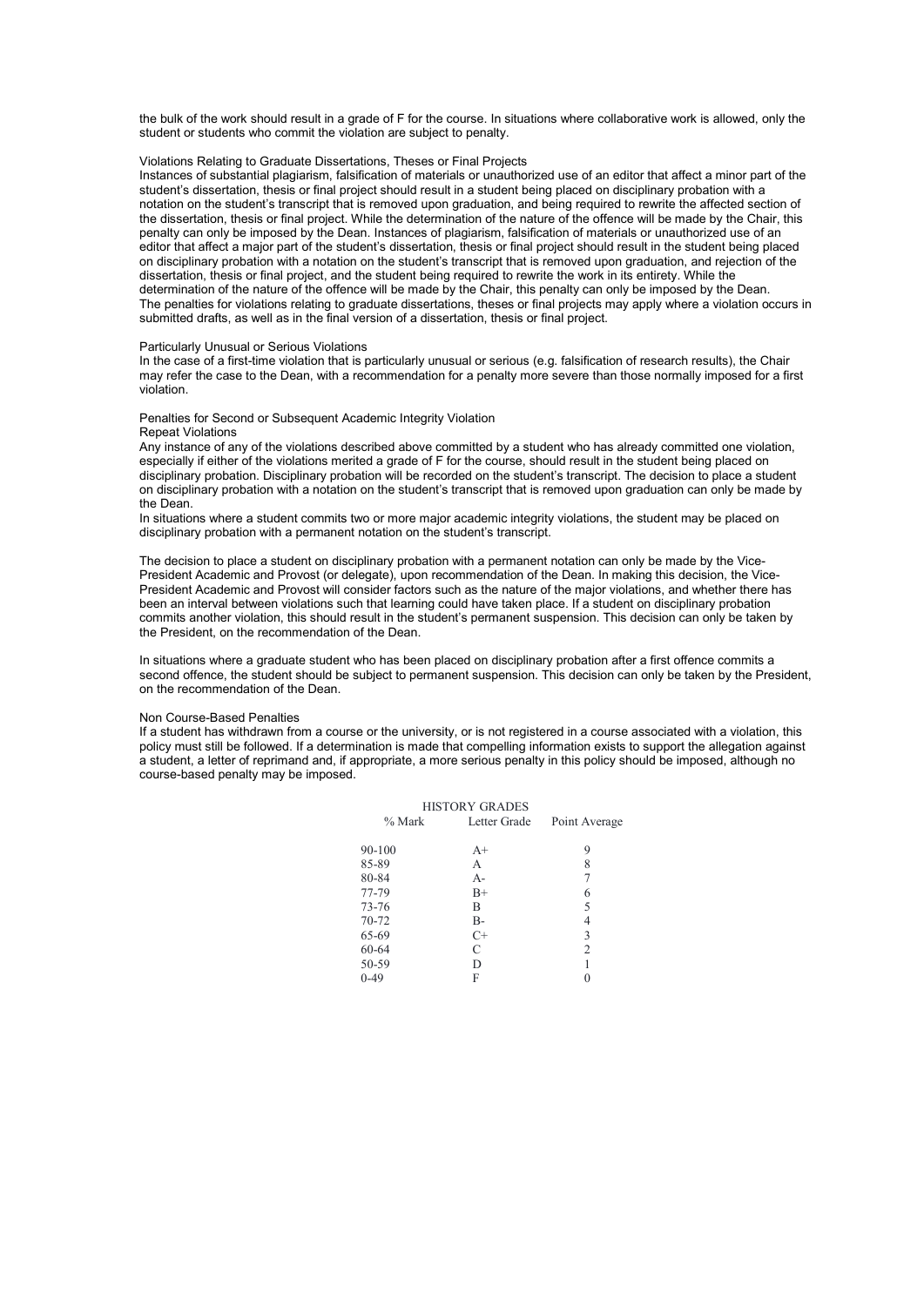the bulk of the work should result in a grade of F for the course. In situations where collaborative work is allowed, only the student or students who commit the violation are subject to penalty.

### Violations Relating to Graduate Dissertations, Theses or Final Projects

Instances of substantial plagiarism, falsification of materials or unauthorized use of an editor that affect a minor part of the student's dissertation, thesis or final project should result in a student being placed on disciplinary probation with a notation on the student's transcript that is removed upon graduation, and being required to rewrite the affected section of the dissertation, thesis or final project. While the determination of the nature of the offence will be made by the Chair, this penalty can only be imposed by the Dean. Instances of plagiarism, falsification of materials or unauthorized use of an editor that affect a major part of the student's dissertation, thesis or final project should result in the student being placed on disciplinary probation with a notation on the student's transcript that is removed upon graduation, and rejection of the dissertation, thesis or final project, and the student being required to rewrite the work in its entirety. While the determination of the nature of the offence will be made by the Chair, this penalty can only be imposed by the Dean.
The penalties for violations relating to graduate dissertations, theses or final projects may apply where a violation occurs in submitted drafts, as well as in the final version of a dissertation, thesis or final project.

### Particularly Unusual or Serious Violations

In the case of a first-time violation that is particularly unusual or serious (e.g. falsification of research results), the Chair may refer the case to the Dean, with a recommendation for a penalty more severe than those normally imposed for a first violation.

### Penalties for Second or Subsequent Academic Integrity Violation

### Repeat Violations

Any instance of any of the violations described above committed by a student who has already committed one violation, especially if either of the violations merited a grade of F for the course, should result in the student being placed on disciplinary probation. Disciplinary probation will be recorded on the student's transcript. The decision to place a student on disciplinary probation with a notation on the student's transcript that is removed upon graduation can only be made by the Dean.
In situations where a student commits two or more major academic integrity violations, the student may be placed on disciplinary probation with a permanent notation on the student's transcript.

The decision to place a student on disciplinary probation with a permanent notation can only be made by the Vice-President Academic and Provost (or delegate), upon recommendation of the Dean. In making this decision, the Vice-President Academic and Provost will consider factors such as the nature of the major violations, and whether there has been an interval between violations such that learning could have taken place. If a student on disciplinary probation commits another violation, this should result in the student's permanent suspension. This decision can only be taken by the President, on the recommendation of the Dean.

In situations where a graduate student who has been placed on disciplinary probation after a first offence commits a second offence, the student should be subject to permanent suspension. This decision can only be taken by the President, on the recommendation of the Dean.

### Non Course-Based Penalties

If a student has withdrawn from a course or the university, or is not registered in a course associated with a violation, this policy must still be followed. If a determination is made that compelling information exists to support the allegation against a student, a letter of reprimand and, if appropriate, a more serious penalty in this policy should be imposed, although no course-based penalty may be imposed.

HISTORY GRADES

| % Mark | Letter Grade | Point Average |
|---|---|---|
| 90-100 | A+ | 9 |
| 85-89 | A | 8 |
| 80-84 | A- | 7 |
| 77-79 | B+ | 6 |
| 73-76 | B | 5 |
| 70-72 | B- | 4 |
| 65-69 | C+ | 3 |
| 60-64 | C | 2 |
| 50-59 | D | 1 |
| 0-49 | F | 0 |